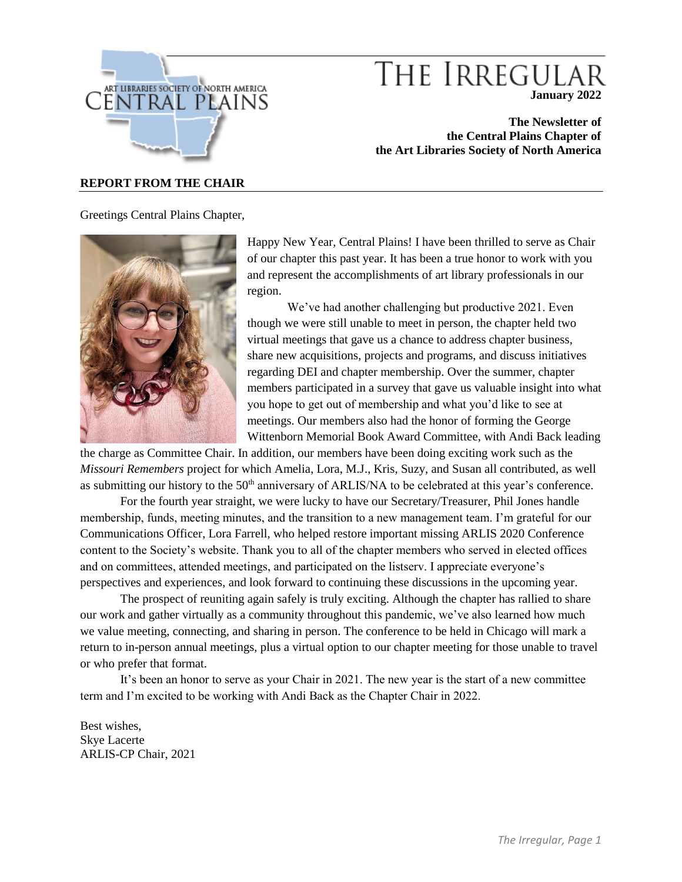ART LIBRARIES SOCIETY OF NORTH AMERICA
CENTRAL PLAINS

# THE IRREGULAR

**January 2022**

**The Newsletter of the Central Plains Chapter of the Art Libraries Society of North America**

## REPORT FROM THE CHAIR

Greetings Central Plains Chapter,

Happy New Year, Central Plains! I have been thrilled to serve as Chair of our chapter this past year. It has been a true honor to work with you and represent the accomplishments of art library professionals in our region.

We've had another challenging but productive 2021. Even though we were still unable to meet in person, the chapter held two virtual meetings that gave us a chance to address chapter business, share new acquisitions, projects and programs, and discuss initiatives regarding DEI and chapter membership. Over the summer, chapter members participated in a survey that gave us valuable insight into what you hope to get out of membership and what you'd like to see at meetings. Our members also had the honor of forming the George Wittenborn Memorial Book Award Committee, with Andi Back leading the charge as Committee Chair. In addition, our members have been doing exciting work such as the *Missouri Remembers* project for which Amelia, Lora, M.J., Kris, Suzy, and Susan all contributed, as well as submitting our history to the 50th anniversary of ARLIS/NA to be celebrated at this year's conference.

For the fourth year straight, we were lucky to have our Secretary/Treasurer, Phil Jones handle membership, funds, meeting minutes, and the transition to a new management team. I'm grateful for our Communications Officer, Lora Farrell, who helped restore important missing ARLIS 2020 Conference content to the Society's website. Thank you to all of the chapter members who served in elected offices and on committees, attended meetings, and participated on the listserv. I appreciate everyone's perspectives and experiences, and look forward to continuing these discussions in the upcoming year.

The prospect of reuniting again safely is truly exciting. Although the chapter has rallied to share our work and gather virtually as a community throughout this pandemic, we've also learned how much we value meeting, connecting, and sharing in person. The conference to be held in Chicago will mark a return to in-person annual meetings, plus a virtual option to our chapter meeting for those unable to travel or who prefer that format.

It's been an honor to serve as your Chair in 2021. The new year is the start of a new committee term and I'm excited to be working with Andi Back as the Chapter Chair in 2022.

Best wishes,
Skye Lacerte
ARLIS-CP Chair, 2021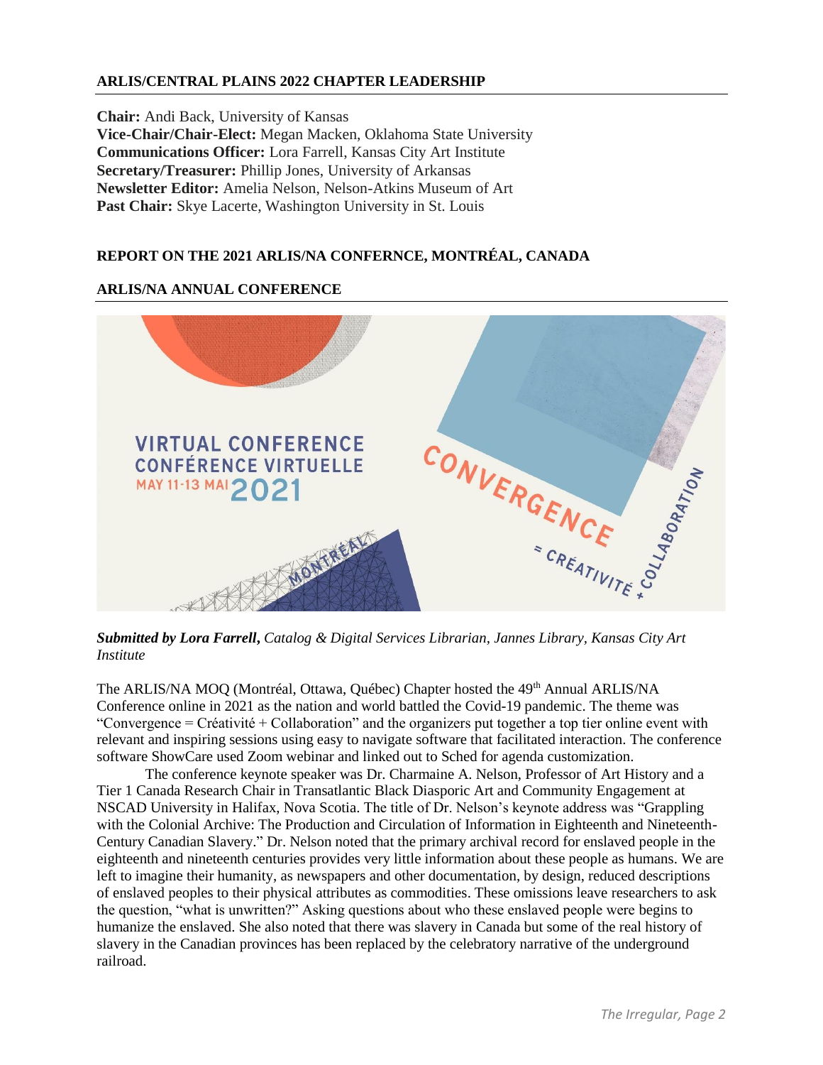## ARLIS/CENTRAL PLAINS 2022 CHAPTER LEADERSHIP

**Chair:** Andi Back, University of Kansas
**Vice-Chair/Chair-Elect:** Megan Macken, Oklahoma State University
**Communications Officer:** Lora Farrell, Kansas City Art Institute
**Secretary/Treasurer:** Phillip Jones, University of Arkansas
**Newsletter Editor:** Amelia Nelson, Nelson-Atkins Museum of Art
**Past Chair:** Skye Lacerte, Washington University in St. Louis

## REPORT ON THE 2021 ARLIS/NA CONFERNCE, MONTRÉAL, CANADA

## ARLIS/NA ANNUAL CONFERENCE

***Submitted by Lora Farrell****, Catalog & Digital Services Librarian, Jannes Library, Kansas City Art Institute*

The ARLIS/NA MOQ (Montréal, Ottawa, Québec) Chapter hosted the 49th Annual ARLIS/NA Conference online in 2021 as the nation and world battled the Covid-19 pandemic. The theme was "Convergence = Créativité + Collaboration" and the organizers put together a top tier online event with relevant and inspiring sessions using easy to navigate software that facilitated interaction. The conference software ShowCare used Zoom webinar and linked out to Sched for agenda customization.

The conference keynote speaker was Dr. Charmaine A. Nelson, Professor of Art History and a Tier 1 Canada Research Chair in Transatlantic Black Diasporic Art and Community Engagement at NSCAD University in Halifax, Nova Scotia. The title of Dr. Nelson's keynote address was "Grappling with the Colonial Archive: The Production and Circulation of Information in Eighteenth and Nineteenth-Century Canadian Slavery." Dr. Nelson noted that the primary archival record for enslaved people in the eighteenth and nineteenth centuries provides very little information about these people as humans. We are left to imagine their humanity, as newspapers and other documentation, by design, reduced descriptions of enslaved peoples to their physical attributes as commodities. These omissions leave researchers to ask the question, "what is unwritten?" Asking questions about who these enslaved people were begins to humanize the enslaved. She also noted that there was slavery in Canada but some of the real history of slavery in the Canadian provinces has been replaced by the celebratory narrative of the underground railroad.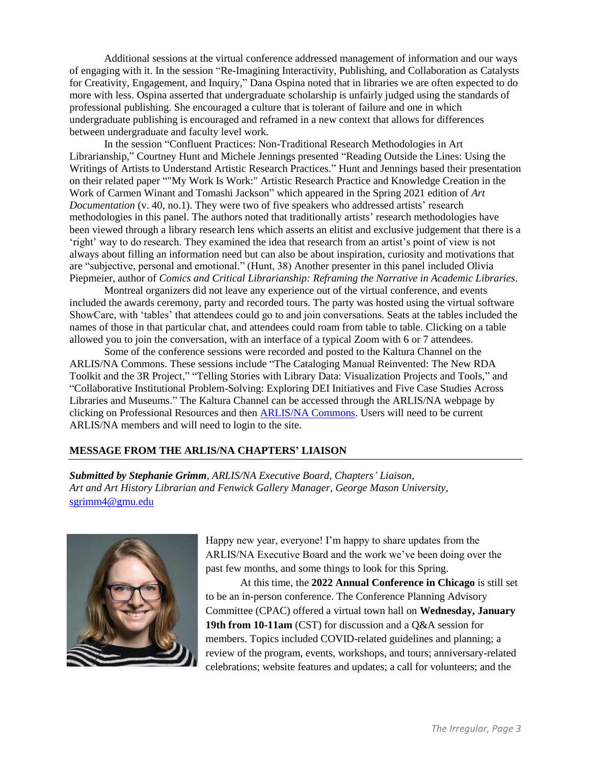Additional sessions at the virtual conference addressed management of information and our ways of engaging with it. In the session "Re-Imagining Interactivity, Publishing, and Collaboration as Catalysts for Creativity, Engagement, and Inquiry," Dana Ospina noted that in libraries we are often expected to do more with less. Ospina asserted that undergraduate scholarship is unfairly judged using the standards of professional publishing. She encouraged a culture that is tolerant of failure and one in which undergraduate publishing is encouraged and reframed in a new context that allows for differences between undergraduate and faculty level work.

In the session "Confluent Practices: Non-Traditional Research Methodologies in Art Librarianship," Courtney Hunt and Michele Jennings presented "Reading Outside the Lines: Using the Writings of Artists to Understand Artistic Research Practices." Hunt and Jennings based their presentation on their related paper ""My Work Is Work:" Artistic Research Practice and Knowledge Creation in the Work of Carmen Winant and Tomashi Jackson" which appeared in the Spring 2021 edition of *Art Documentation* (v. 40, no.1). They were two of five speakers who addressed artists' research methodologies in this panel. The authors noted that traditionally artists' research methodologies have been viewed through a library research lens which asserts an elitist and exclusive judgement that there is a 'right' way to do research. They examined the idea that research from an artist's point of view is not always about filling an information need but can also be about inspiration, curiosity and motivations that are "subjective, personal and emotional." (Hunt, 38) Another presenter in this panel included Olivia Piepmeier, author of *Comics and Critical Librarianship: Reframing the Narrative in Academic Libraries*.

Montreal organizers did not leave any experience out of the virtual conference, and events included the awards ceremony, party and recorded tours. The party was hosted using the virtual software ShowCare, with 'tables' that attendees could go to and join conversations. Seats at the tables included the names of those in that particular chat, and attendees could roam from table to table. Clicking on a table allowed you to join the conversation, with an interface of a typical Zoom with 6 or 7 attendees.

Some of the conference sessions were recorded and posted to the Kaltura Channel on the ARLIS/NA Commons. These sessions include "The Cataloging Manual Reinvented: The New RDA Toolkit and the 3R Project," "Telling Stories with Library Data: Visualization Projects and Tools," and "Collaborative Institutional Problem-Solving: Exploring DEI Initiatives and Five Case Studies Across Libraries and Museums." The Kaltura Channel can be accessed through the ARLIS/NA webpage by clicking on Professional Resources and then [ARLIS/NA Commons](). Users will need to be current ARLIS/NA members and will need to login to the site.

## MESSAGE FROM THE ARLIS/NA CHAPTERS' LIAISON

***Submitted by Stephanie Grimm**, ARLIS/NA Executive Board, Chapters' Liaison, Art and Art History Librarian and Fenwick Gallery Manager, George Mason University,*
sgrimm4@gmu.edu

Happy new year, everyone! I'm happy to share updates from the ARLIS/NA Executive Board and the work we've been doing over the past few months, and some things to look for this Spring.

At this time, the **2022 Annual Conference in Chicago** is still set to be an in-person conference. The Conference Planning Advisory Committee (CPAC) offered a virtual town hall on **Wednesday, January 19th from 10-11am** (CST) for discussion and a Q&A session for members. Topics included COVID-related guidelines and planning; a review of the program, events, workshops, and tours; anniversary-related celebrations; website features and updates; a call for volunteers; and the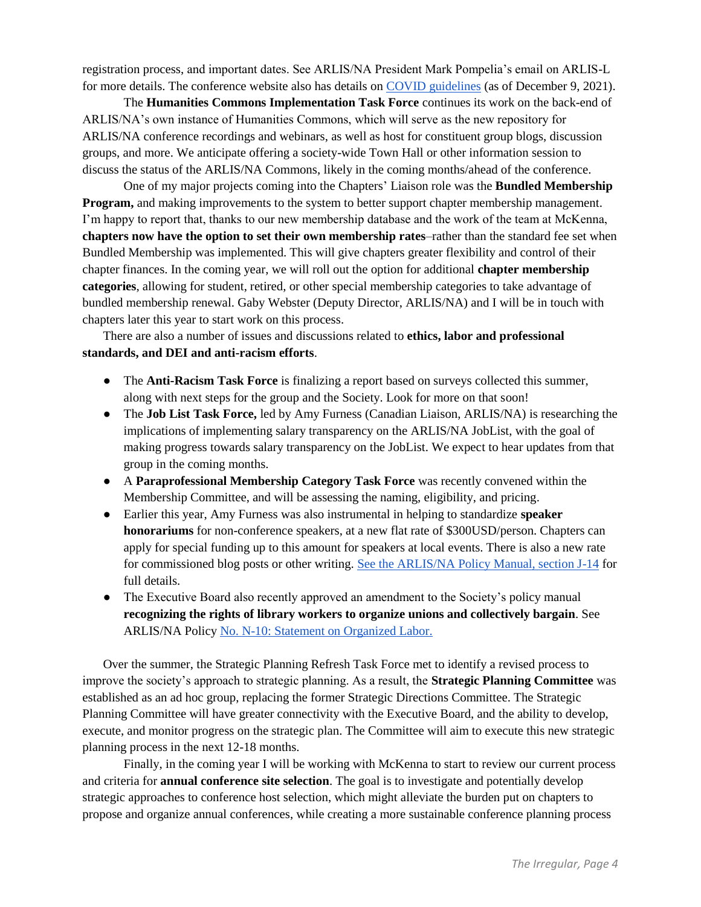registration process, and important dates. See ARLIS/NA President Mark Pompelia's email on ARLIS-L for more details. The conference website also has details on [COVID guidelines] (as of December 9, 2021).

The **Humanities Commons Implementation Task Force** continues its work on the back-end of ARLIS/NA's own instance of Humanities Commons, which will serve as the new repository for ARLIS/NA conference recordings and webinars, as well as host for constituent group blogs, discussion groups, and more. We anticipate offering a society-wide Town Hall or other information session to discuss the status of the ARLIS/NA Commons, likely in the coming months/ahead of the conference.

One of my major projects coming into the Chapters' Liaison role was the **Bundled Membership Program,** and making improvements to the system to better support chapter membership management. I'm happy to report that, thanks to our new membership database and the work of the team at McKenna, **chapters now have the option to set their own membership rates**–rather than the standard fee set when Bundled Membership was implemented. This will give chapters greater flexibility and control of their chapter finances. In the coming year, we will roll out the option for additional **chapter membership categories**, allowing for student, retired, or other special membership categories to take advantage of bundled membership renewal. Gaby Webster (Deputy Director, ARLIS/NA) and I will be in touch with chapters later this year to start work on this process.

There are also a number of issues and discussions related to **ethics, labor and professional standards, and DEI and anti-racism efforts**.

- The **Anti-Racism Task Force** is finalizing a report based on surveys collected this summer, along with next steps for the group and the Society. Look for more on that soon!
- The **Job List Task Force,** led by Amy Furness (Canadian Liaison, ARLIS/NA) is researching the implications of implementing salary transparency on the ARLIS/NA JobList, with the goal of making progress towards salary transparency on the JobList. We expect to hear updates from that group in the coming months.
- A **Paraprofessional Membership Category Task Force** was recently convened within the Membership Committee, and will be assessing the naming, eligibility, and pricing.
- Earlier this year, Amy Furness was also instrumental in helping to standardize **speaker honorariums** for non-conference speakers, at a new flat rate of $300USD/person. Chapters can apply for special funding up to this amount for speakers at local events. There is also a new rate for commissioned blog posts or other writing. [See the ARLIS/NA Policy Manual, section J-14] for full details.
- The Executive Board also recently approved an amendment to the Society's policy manual **recognizing the rights of library workers to organize unions and collectively bargain**. See ARLIS/NA Policy [No. N-10: Statement on Organized Labor.]

Over the summer, the Strategic Planning Refresh Task Force met to identify a revised process to improve the society's approach to strategic planning. As a result, the **Strategic Planning Committee** was established as an ad hoc group, replacing the former Strategic Directions Committee. The Strategic Planning Committee will have greater connectivity with the Executive Board, and the ability to develop, execute, and monitor progress on the strategic plan. The Committee will aim to execute this new strategic planning process in the next 12-18 months.

Finally, in the coming year I will be working with McKenna to start to review our current process and criteria for **annual conference site selection**. The goal is to investigate and potentially develop strategic approaches to conference host selection, which might alleviate the burden put on chapters to propose and organize annual conferences, while creating a more sustainable conference planning process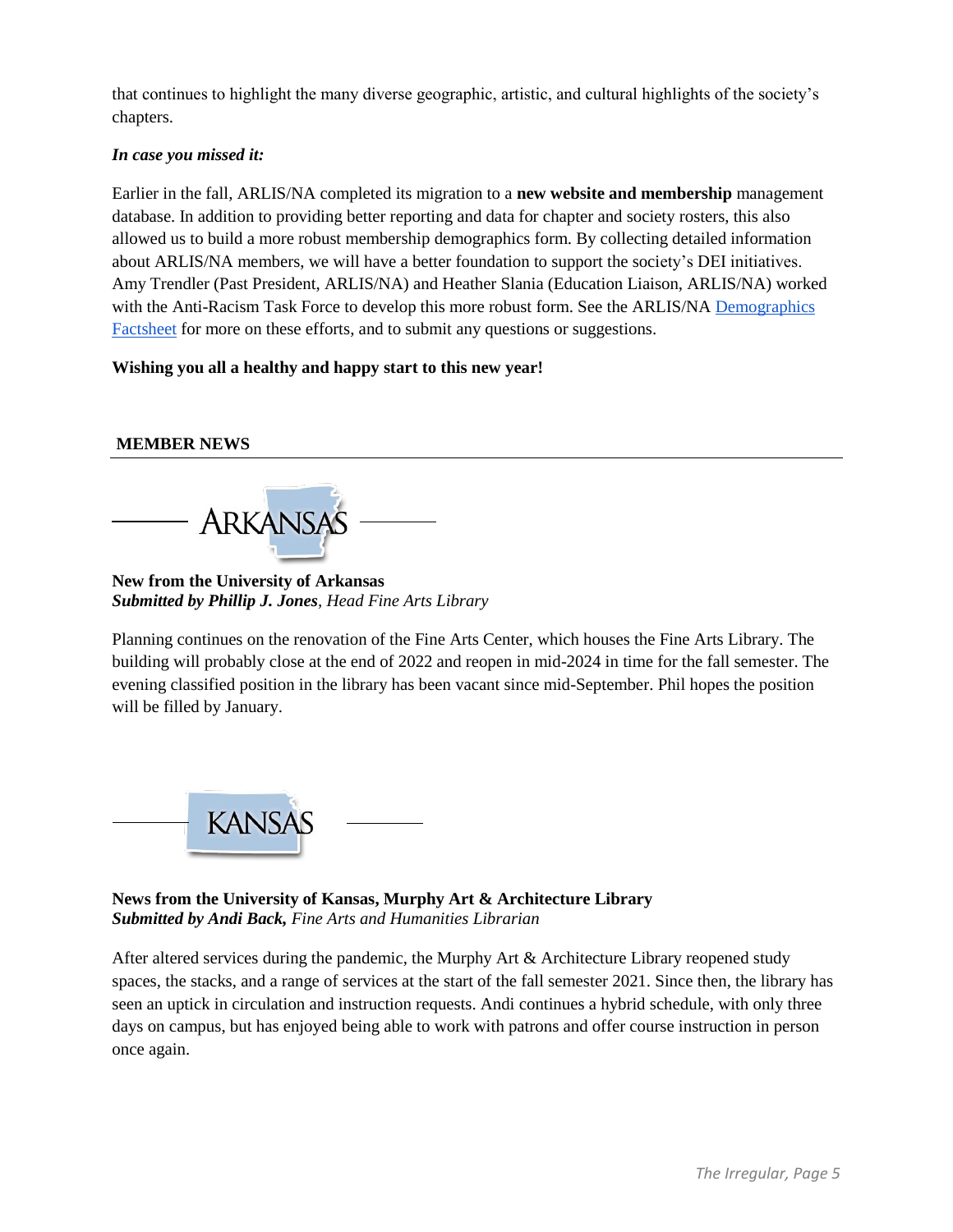that continues to highlight the many diverse geographic, artistic, and cultural highlights of the society's chapters.

***In case you missed it:***

Earlier in the fall, ARLIS/NA completed its migration to a **new website and membership** management database. In addition to providing better reporting and data for chapter and society rosters, this also allowed us to build a more robust membership demographics form. By collecting detailed information about ARLIS/NA members, we will have a better foundation to support the society's DEI initiatives. Amy Trendler (Past President, ARLIS/NA) and Heather Slania (Education Liaison, ARLIS/NA) worked with the Anti-Racism Task Force to develop this more robust form. See the ARLIS/NA Demographics Factsheet for more on these efforts, and to submit any questions or suggestions.

**Wishing you all a healthy and happy start to this new year!**

## MEMBER NEWS

### ARKANSAS

**New from the University of Arkansas**
***Submitted by Phillip J. Jones**, Head Fine Arts Library*

Planning continues on the renovation of the Fine Arts Center, which houses the Fine Arts Library. The building will probably close at the end of 2022 and reopen in mid-2024 in time for the fall semester. The evening classified position in the library has been vacant since mid-September. Phil hopes the position will be filled by January.

### KANSAS

**News from the University of Kansas, Murphy Art & Architecture Library**
***Submitted by Andi Back,** Fine Arts and Humanities Librarian*

After altered services during the pandemic, the Murphy Art & Architecture Library reopened study spaces, the stacks, and a range of services at the start of the fall semester 2021. Since then, the library has seen an uptick in circulation and instruction requests. Andi continues a hybrid schedule, with only three days on campus, but has enjoyed being able to work with patrons and offer course instruction in person once again.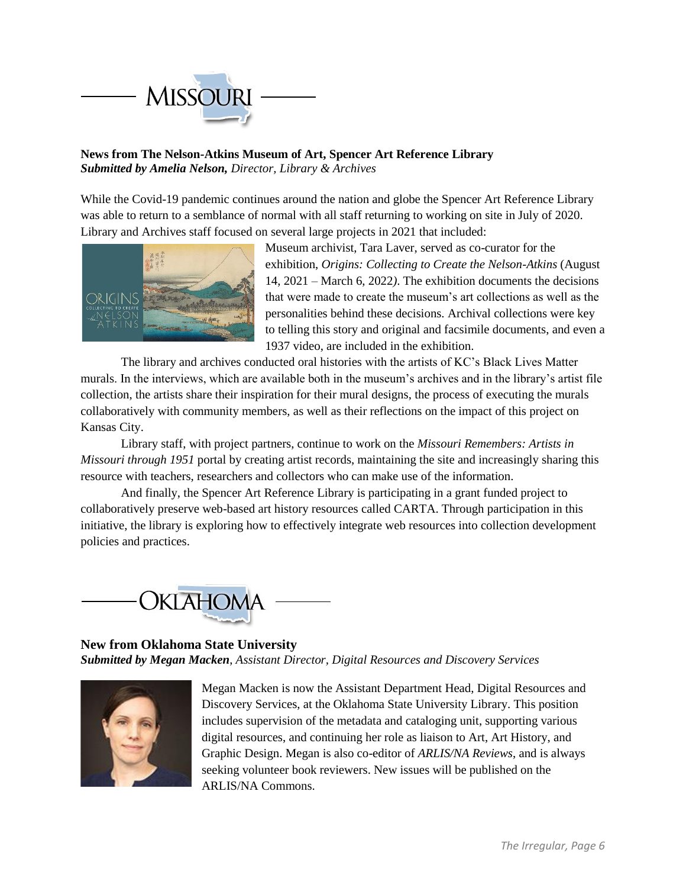# MISSOURI

**News from The Nelson-Atkins Museum of Art, Spencer Art Reference Library**
***Submitted by Amelia Nelson,*** *Director, Library & Archives*

While the Covid-19 pandemic continues around the nation and globe the Spencer Art Reference Library was able to return to a semblance of normal with all staff returning to working on site in July of 2020. Library and Archives staff focused on several large projects in 2021 that included:

Museum archivist, Tara Laver, served as co-curator for the exhibition, *Origins: Collecting to Create the Nelson-Atkins* (August 14, 2021 – March 6, 2022). The exhibition documents the decisions that were made to create the museum's art collections as well as the personalities behind these decisions. Archival collections were key to telling this story and original and facsimile documents, and even a 1937 video, are included in the exhibition.

The library and archives conducted oral histories with the artists of KC's Black Lives Matter murals. In the interviews, which are available both in the museum's archives and in the library's artist file collection, the artists share their inspiration for their mural designs, the process of executing the murals collaboratively with community members, as well as their reflections on the impact of this project on Kansas City.

Library staff, with project partners, continue to work on the *Missouri Remembers: Artists in Missouri through 1951* portal by creating artist records, maintaining the site and increasingly sharing this resource with teachers, researchers and collectors who can make use of the information.

And finally, the Spencer Art Reference Library is participating in a grant funded project to collaboratively preserve web-based art history resources called CARTA. Through participation in this initiative, the library is exploring how to effectively integrate web resources into collection development policies and practices.

# OKLAHOMA

**New from Oklahoma State University**
***Submitted by Megan Macken****, Assistant Director, Digital Resources and Discovery Services*

Megan Macken is now the Assistant Department Head, Digital Resources and Discovery Services, at the Oklahoma State University Library. This position includes supervision of the metadata and cataloging unit, supporting various digital resources, and continuing her role as liaison to Art, Art History, and Graphic Design. Megan is also co-editor of *ARLIS/NA Reviews*, and is always seeking volunteer book reviewers. New issues will be published on the ARLIS/NA Commons.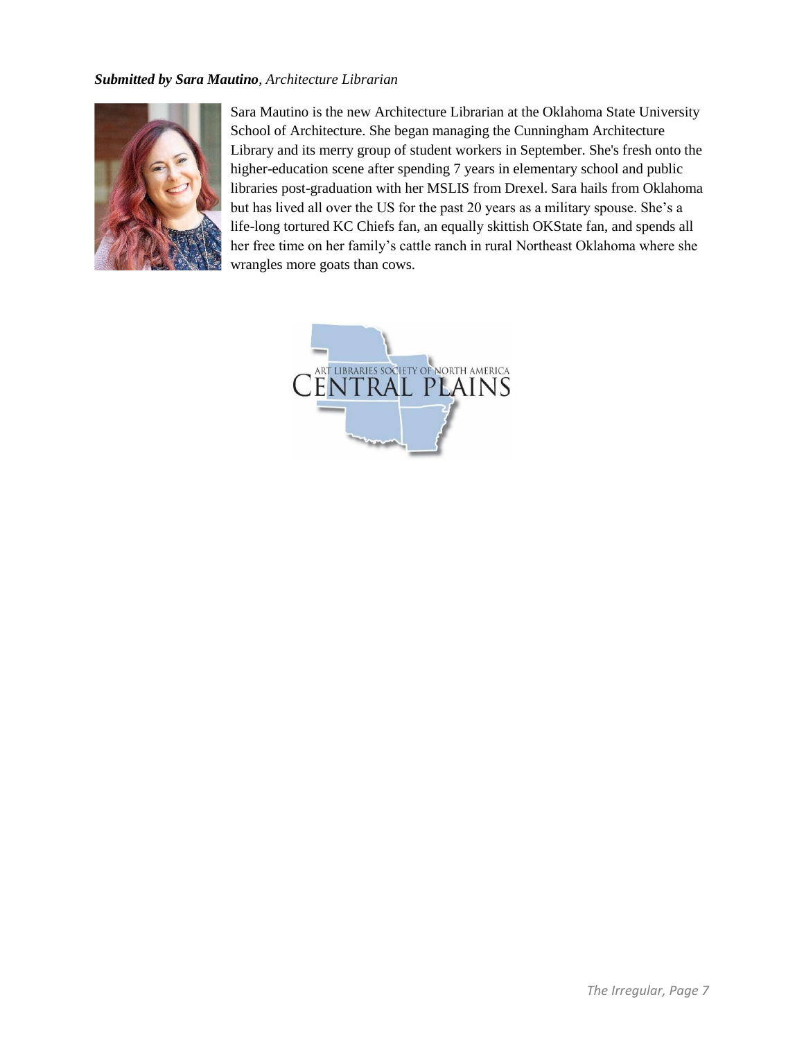***Submitted by Sara Mautino**, Architecture Librarian*

Sara Mautino is the new Architecture Librarian at the Oklahoma State University School of Architecture. She began managing the Cunningham Architecture Library and its merry group of student workers in September. She's fresh onto the higher-education scene after spending 7 years in elementary school and public libraries post-graduation with her MSLIS from Drexel. Sara hails from Oklahoma but has lived all over the US for the past 20 years as a military spouse. She's a life-long tortured KC Chiefs fan, an equally skittish OKState fan, and spends all her free time on her family's cattle ranch in rural Northeast Oklahoma where she wrangles more goats than cows.